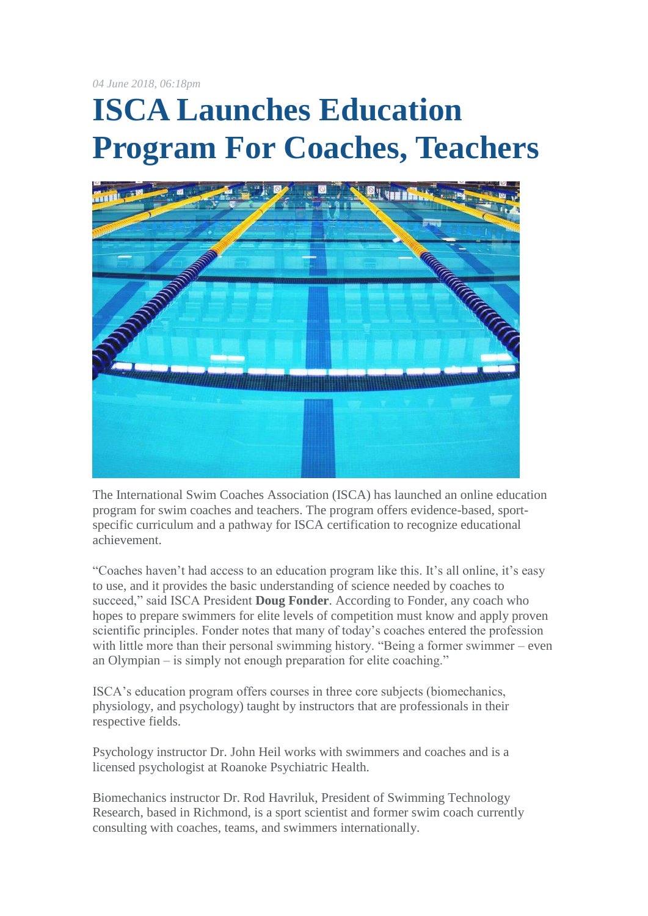*04 June 2018, 06:18pm*

# ISCA Launches Education Program For Coaches, Teachers

The International Swim Coaches Association (ISCA) has launched an online education program for swim coaches and teachers. The program offers evidence-based, sport-specific curriculum and a pathway for ISCA certification to recognize educational achievement.

"Coaches haven't had access to an education program like this. It's all online, it's easy to use, and it provides the basic understanding of science needed by coaches to succeed," said ISCA President **Doug Fonder**. According to Fonder, any coach who hopes to prepare swimmers for elite levels of competition must know and apply proven scientific principles. Fonder notes that many of today's coaches entered the profession with little more than their personal swimming history. "Being a former swimmer – even an Olympian – is simply not enough preparation for elite coaching."

ISCA's education program offers courses in three core subjects (biomechanics, physiology, and psychology) taught by instructors that are professionals in their respective fields.

Psychology instructor Dr. John Heil works with swimmers and coaches and is a licensed psychologist at Roanoke Psychiatric Health.

Biomechanics instructor Dr. Rod Havriluk, President of Swimming Technology Research, based in Richmond, is a sport scientist and former swim coach currently consulting with coaches, teams, and swimmers internationally.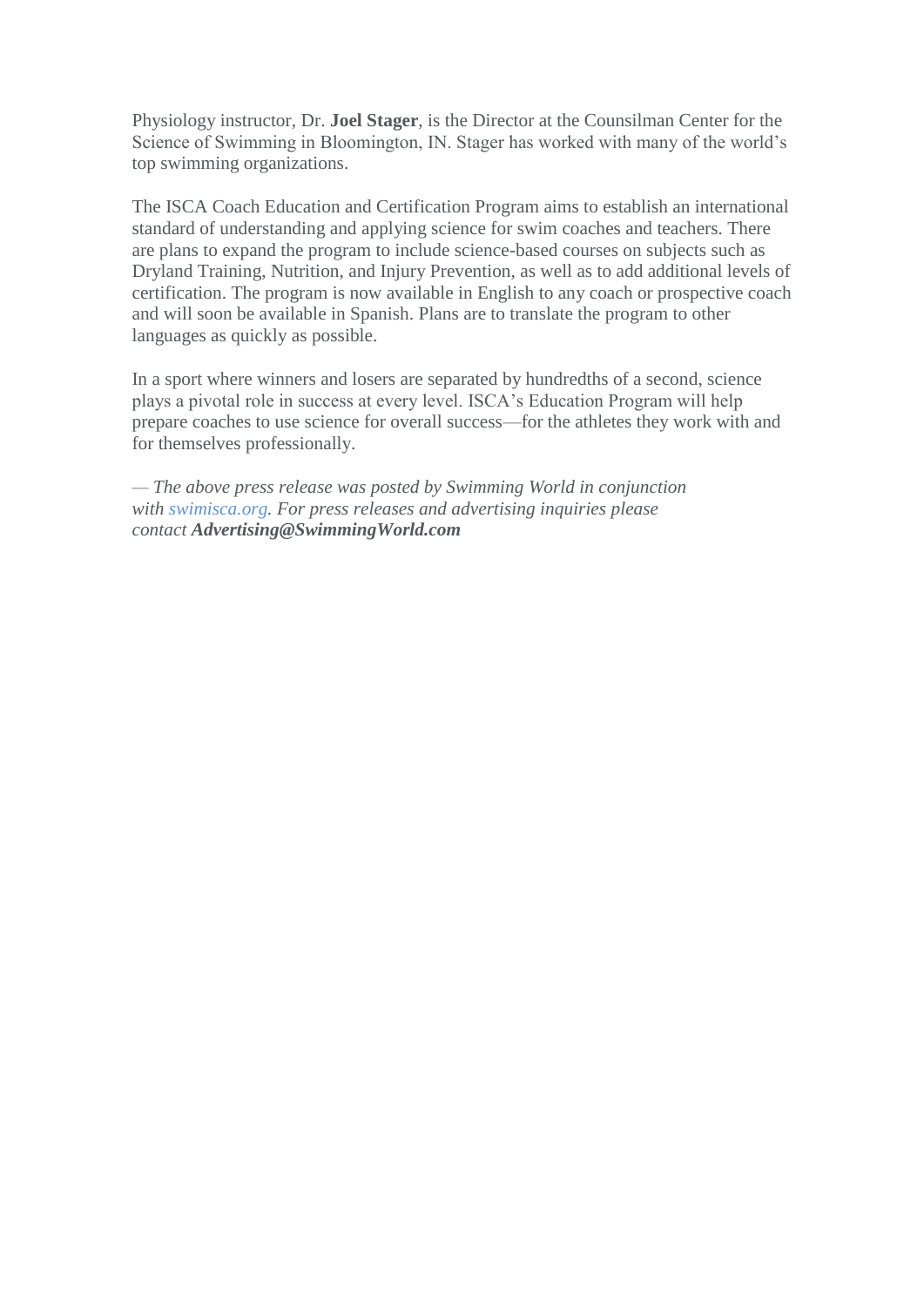Physiology instructor, Dr. **Joel Stager**, is the Director at the Counsilman Center for the Science of Swimming in Bloomington, IN. Stager has worked with many of the world's top swimming organizations.

The ISCA Coach Education and Certification Program aims to establish an international standard of understanding and applying science for swim coaches and teachers. There are plans to expand the program to include science-based courses on subjects such as Dryland Training, Nutrition, and Injury Prevention, as well as to add additional levels of certification. The program is now available in English to any coach or prospective coach and will soon be available in Spanish. Plans are to translate the program to other languages as quickly as possible.

In a sport where winners and losers are separated by hundredths of a second, science plays a pivotal role in success at every level. ISCA's Education Program will help prepare coaches to use science for overall success—for the athletes they work with and for themselves professionally.

*— The above press release was posted by Swimming World in conjunction with swimisca.org. For press releases and advertising inquiries please contact* ***Advertising@SwimmingWorld.com***